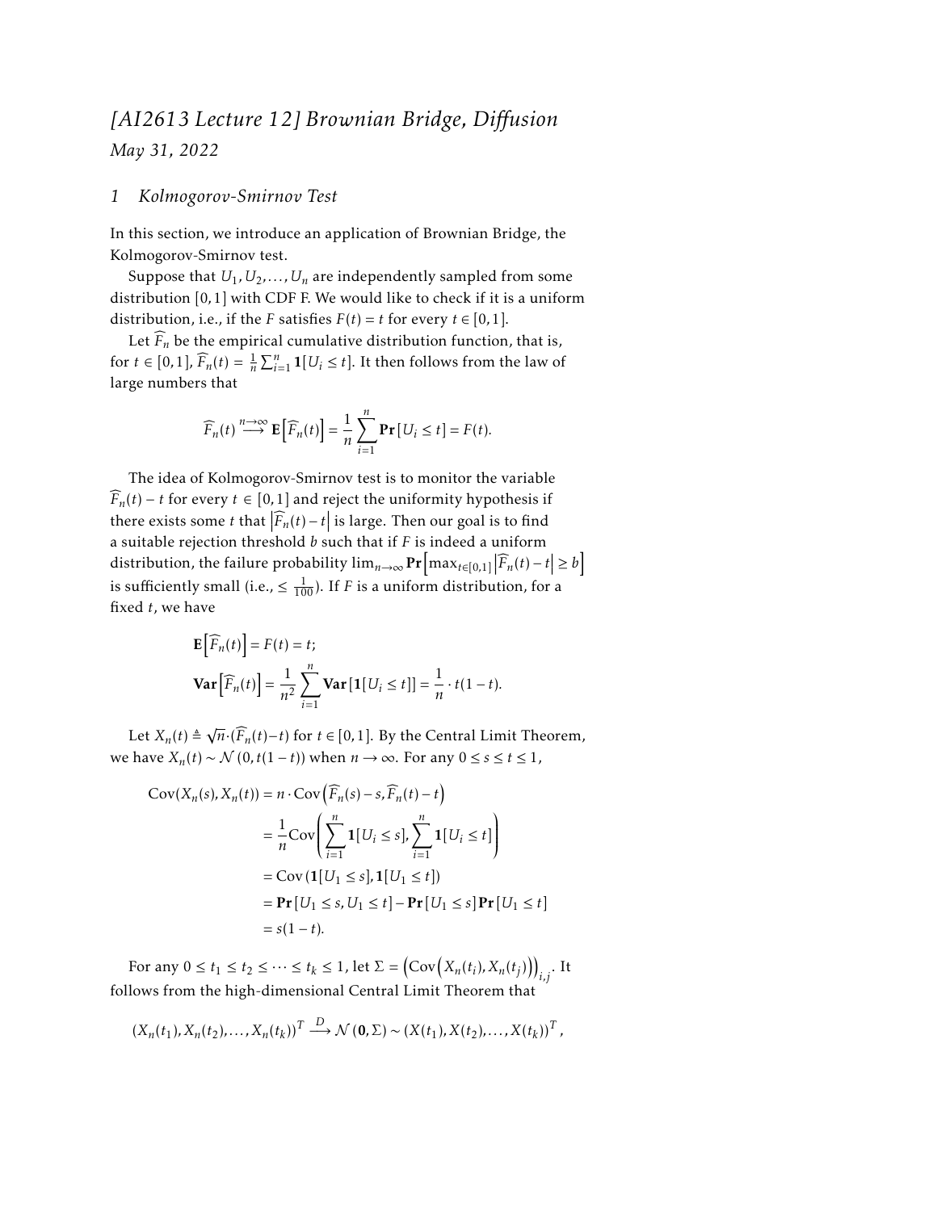# [AI2613 Lecture 12] Brownian Bridge, Diffusion

*May 31, 2022*

## 1 Kolmogorov-Smirnov Test

In this section, we introduce an application of Brownian Bridge, the Kolmogorov-Smirnov test.

Suppose that $U_1, U_2, \dots, U_n$ are independently sampled from some distribution $[0,1]$ with CDF F. We would like to check if it is a uniform distribution, i.e., if the $F$ satisfies $F(t) = t$ for every $t \in [0,1]$.

Let $\widehat{F}_n$ be the empirical cumulative distribution function, that is, for $t \in [0,1]$, $\widehat{F}_n(t) = \frac{1}{n}\sum_{i=1}^{n} \mathbf{1}[U_i \le t]$. It then follows from the law of large numbers that

$$\widehat{F}_n(t) \overset{n\to\infty}{\longrightarrow} \mathbf{E}\left[\widehat{F}_n(t)\right] = \frac{1}{n}\sum_{i=1}^{n} \mathbf{Pr}\left[U_i \le t\right] = F(t).$$

The idea of Kolmogorov-Smirnov test is to monitor the variable $\widehat{F}_n(t) - t$ for every $t \in [0,1]$ and reject the uniformity hypothesis if there exists some $t$ that $\left|\widehat{F}_n(t) - t\right|$ is large. Then our goal is to find a suitable rejection threshold $b$ such that if $F$ is indeed a uniform distribution, the failure probability $\lim_{n\to\infty} \mathbf{Pr}\left[\max_{t\in[0,1]} \left|\widehat{F}_n(t) - t\right| \ge b\right]$ is sufficiently small (i.e., $\le \frac{1}{100}$). If $F$ is a uniform distribution, for a fixed $t$, we have

$$\begin{aligned}
\mathbf{E}\left[\widehat{F}_n(t)\right] &= F(t) = t;\\
\mathbf{Var}\left[\widehat{F}_n(t)\right] &= \frac{1}{n^2}\sum_{i=1}^{n} \mathbf{Var}\left[\mathbf{1}[U_i \le t]\right] = \frac{1}{n}\cdot t(1-t).
\end{aligned}$$

Let $X_n(t) \triangleq \sqrt{n}\cdot(\widehat{F}_n(t) - t)$ for $t \in [0,1]$. By the Central Limit Theorem, we have $X_n(t) \sim \mathcal{N}(0, t(1-t))$ when $n \to \infty$. For any $0 \le s \le t \le 1$,

$$\begin{aligned}
\mathrm{Cov}(X_n(s), X_n(t)) &= n \cdot \mathrm{Cov}\left(\widehat{F}_n(s) - s, \widehat{F}_n(t) - t\right)\\
&= \frac{1}{n}\mathrm{Cov}\left(\sum_{i=1}^{n} \mathbf{1}[U_i \le s], \sum_{i=1}^{n} \mathbf{1}[U_i \le t]\right)\\
&= \mathrm{Cov}\left(\mathbf{1}[U_1 \le s], \mathbf{1}[U_1 \le t]\right)\\
&= \mathbf{Pr}\left[U_1 \le s, U_1 \le t\right] - \mathbf{Pr}\left[U_1 \le s\right]\mathbf{Pr}\left[U_1 \le t\right]\\
&= s(1-t).
\end{aligned}$$

For any $0 \le t_1 \le t_2 \le \cdots \le t_k \le 1$, let $\Sigma = \left(\mathrm{Cov}\left(X_n(t_i), X_n(t_j)\right)\right)_{i,j}$. It follows from the high-dimensional Central Limit Theorem that

$$\left(X_n(t_1), X_n(t_2), \dots, X_n(t_k)\right)^T \overset{D}{\longrightarrow} \mathcal{N}\left(\mathbf{0}, \Sigma\right) \sim \left(X(t_1), X(t_2), \dots, X(t_k)\right)^T,$$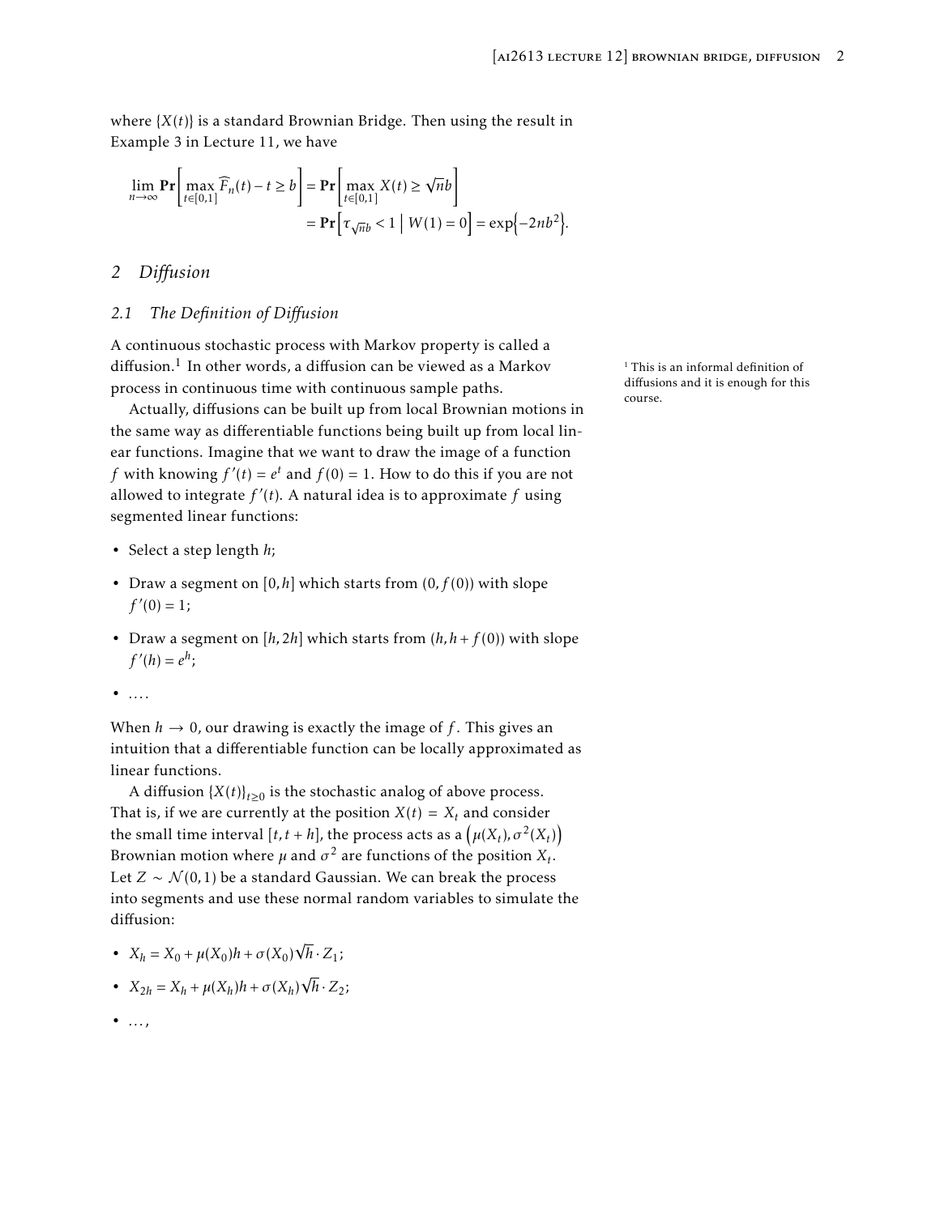where $\{X(t)\}$ is a standard Brownian Bridge. Then using the result in Example 3 in Lecture 11, we have

$$
\begin{aligned}
\lim_{n\to\infty} \mathbf{Pr}\left[\max_{t\in[0,1]} \widehat{F}_n(t) - t \geq b\right] &= \mathbf{Pr}\left[\max_{t\in[0,1]} X(t) \geq \sqrt{n}b\right] \\
&= \mathbf{Pr}\left[\tau_{\sqrt{n}b} < 1 \;\middle|\; W(1) = 0\right] = \exp\left\{-2nb^2\right\}.
\end{aligned}
$$

## 2 Diffusion

### 2.1 The Definition of Diffusion

A continuous stochastic process with Markov property is called a diffusion.[1] In other words, a diffusion can be viewed as a Markov process in continuous time with continuous sample paths.

[1] This is an informal definition of diffusions and it is enough for this course.

Actually, diffusions can be built up from local Brownian motions in the same way as differentiable functions being built up from local linear functions. Imagine that we want to draw the image of a function $f$ with knowing $f'(t) = e^t$ and $f(0) = 1$. How to do this if you are not allowed to integrate $f'(t)$. A natural idea is to approximate $f$ using segmented linear functions:

- Select a step length $h$;
- Draw a segment on $[0, h]$ which starts from $(0, f(0))$ with slope $f'(0) = 1$;
- Draw a segment on $[h, 2h]$ which starts from $(h, h + f(0))$ with slope $f'(h) = e^h$;
- ....

When $h \to 0$, our drawing is exactly the image of $f$. This gives an intuition that a differentiable function can be locally approximated as linear functions.

A diffusion $\{X(t)\}_{t\geq 0}$ is the stochastic analog of above process. That is, if we are currently at the position $X(t) = X_t$ and consider the small time interval $[t, t+h]$, the process acts as a $\left(\mu(X_t), \sigma^2(X_t)\right)$ Brownian motion where $\mu$ and $\sigma^2$ are functions of the position $X_t$. Let $Z \sim \mathcal{N}(0,1)$ be a standard Gaussian. We can break the process into segments and use these normal random variables to simulate the diffusion:

- $X_h = X_0 + \mu(X_0)h + \sigma(X_0)\sqrt{h} \cdot Z_1$;
- $X_{2h} = X_h + \mu(X_h)h + \sigma(X_h)\sqrt{h} \cdot Z_2$;
- $\ldots$,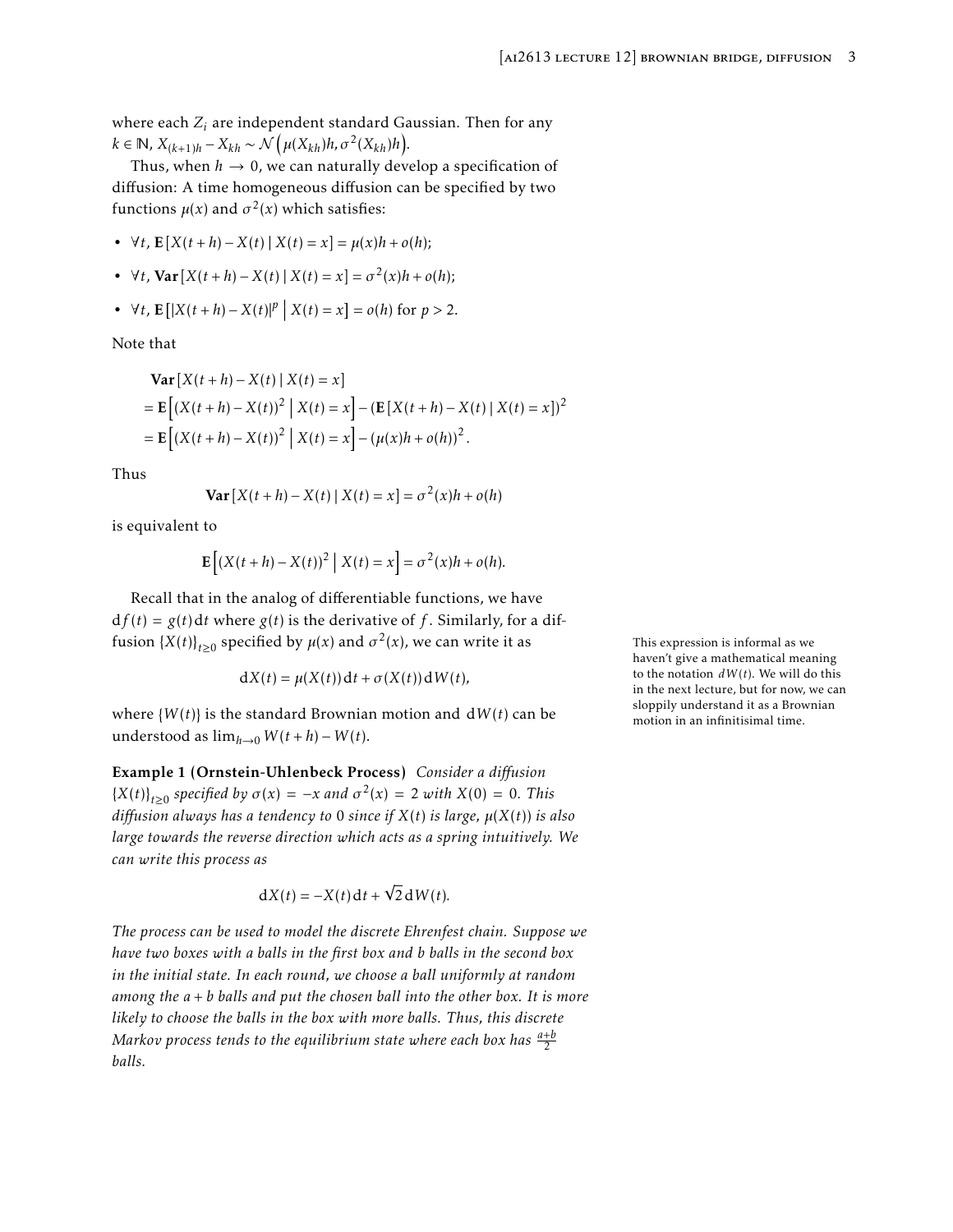where each $Z_i$ are independent standard Gaussian. Then for any $k \in \mathbb{N}$, $X_{(k+1)h} - X_{kh} \sim \mathcal{N}\left(\mu(X_{kh})h, \sigma^2(X_{kh})h\right)$.

Thus, when $h \to 0$, we can naturally develop a specification of diffusion: A time homogeneous diffusion can be specified by two functions $\mu(x)$ and $\sigma^2(x)$ which satisfies:

- $\forall t$, $\mathbf{E}\left[X(t+h) - X(t) \mid X(t) = x\right] = \mu(x)h + o(h)$;
- $\forall t$, $\mathbf{Var}\left[X(t+h) - X(t) \mid X(t) = x\right] = \sigma^2(x)h + o(h)$;
- $\forall t$, $\mathbf{E}\left[|X(t+h) - X(t)|^p \;\middle|\; X(t) = x\right] = o(h)$ for $p > 2$.

Note that

$$
\begin{aligned}
&\mathbf{Var}\left[X(t+h) - X(t) \mid X(t) = x\right] \\
&= \mathbf{E}\left[(X(t+h) - X(t))^2 \;\middle|\; X(t) = x\right] - \left(\mathbf{E}\left[X(t+h) - X(t) \mid X(t) = x\right]\right)^2 \\
&= \mathbf{E}\left[(X(t+h) - X(t))^2 \;\middle|\; X(t) = x\right] - \left(\mu(x)h + o(h)\right)^2.
\end{aligned}
$$

Thus

$$
\mathbf{Var}\left[X(t+h) - X(t) \mid X(t) = x\right] = \sigma^2(x)h + o(h)
$$

is equivalent to

$$
\mathbf{E}\left[(X(t+h) - X(t))^2 \;\middle|\; X(t) = x\right] = \sigma^2(x)h + o(h).
$$

Recall that in the analog of differentiable functions, we have $\mathrm{d}f(t) = g(t)\,\mathrm{d}t$ where $g(t)$ is the derivative of $f$. Similarly, for a diffusion $\{X(t)\}_{t\geq 0}$ specified by $\mu(x)$ and $\sigma^2(x)$, we can write it as

$$
\mathrm{d}X(t) = \mu(X(t))\,\mathrm{d}t + \sigma(X(t))\,\mathrm{d}W(t),
$$

where $\{W(t)\}$ is the standard Brownian motion and $\mathrm{d}W(t)$ can be understood as $\lim_{h\to 0} W(t+h) - W(t)$.

This expression is informal as we haven't give a mathematical meaning to the notation $\mathrm{d}W(t)$. We will do this in the next lecture, but for now, we can sloppily understand it as a Brownian motion in an infinitisimal time.

**Example 1 (Ornstein-Uhlenbeck Process)** *Consider a diffusion $\{X(t)\}_{t\geq 0}$ specified by $\sigma(x) = -x$ and $\sigma^2(x) = 2$ with $X(0) = 0$. This diffusion always has a tendency to 0 since if $X(t)$ is large, $\mu(X(t))$ is also large towards the reverse direction which acts as a spring intuitively. We can write this process as*

$$
\mathrm{d}X(t) = -X(t)\,\mathrm{d}t + \sqrt{2}\,\mathrm{d}W(t).
$$

*The process can be used to model the discrete Ehrenfest chain. Suppose we have two boxes with a balls in the first box and b balls in the second box in the initial state. In each round, we choose a ball uniformly at random among the $a+b$ balls and put the chosen ball into the other box. It is more likely to choose the balls in the box with more balls. Thus, this discrete Markov process tends to the equilibrium state where each box has $\frac{a+b}{2}$ balls.*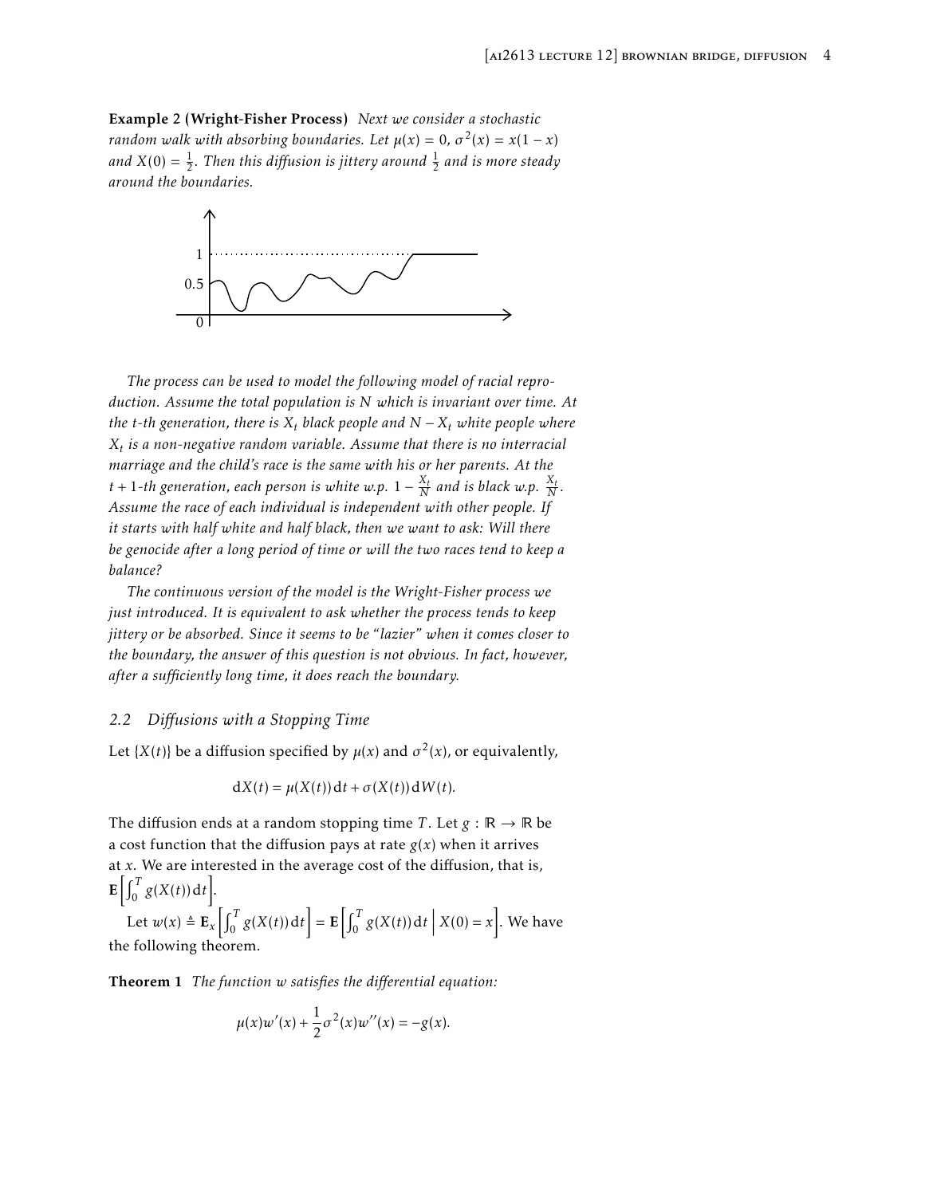**Example 2 (Wright-Fisher Process)** *Next we consider a stochastic random walk with absorbing boundaries. Let $\mu(x) = 0$, $\sigma^2(x) = x(1-x)$ and $X(0) = \frac{1}{2}$. Then this diffusion is jittery around $\frac{1}{2}$ and is more steady around the boundaries.*

*The process can be used to model the following model of racial reproduction. Assume the total population is $N$ which is invariant over time. At the $t$-th generation, there is $X_t$ black people and $N - X_t$ white people where $X_t$ is a non-negative random variable. Assume that there is no interracial marriage and the child's race is the same with his or her parents. At the $t+1$-th generation, each person is white w.p. $1 - \frac{X_t}{N}$ and is black w.p. $\frac{X_t}{N}$. Assume the race of each individual is independent with other people. If it starts with half white and half black, then we want to ask: Will there be genocide after a long period of time or will the two races tend to keep a balance?*

*The continuous version of the model is the Wright-Fisher process we just introduced. It is equivalent to ask whether the process tends to keep jittery or be absorbed. Since it seems to be "lazier" when it comes closer to the boundary, the answer of this question is not obvious. In fact, however, after a sufficiently long time, it does reach the boundary.*

### 2.2 Diffusions with a Stopping Time

Let $\{X(t)\}$ be a diffusion specified by $\mu(x)$ and $\sigma^2(x)$, or equivalently,

$$\mathrm{d}X(t) = \mu(X(t))\,\mathrm{d}t + \sigma(X(t))\,\mathrm{d}W(t).$$

The diffusion ends at a random stopping time $T$. Let $g : \mathbb{R} \to \mathbb{R}$ be a cost function that the diffusion pays at rate $g(x)$ when it arrives at $x$. We are interested in the average cost of the diffusion, that is, $\mathbf{E}\left[\int_0^T g(X(t))\,\mathrm{d}t\right]$.

Let $w(x) \triangleq \mathbf{E}_x\left[\int_0^T g(X(t))\,\mathrm{d}t\right] = \mathbf{E}\left[\int_0^T g(X(t))\,\mathrm{d}t \,\middle|\, X(0) = x\right]$. We have the following theorem.

**Theorem 1** *The function $w$ satisfies the differential equation:*

$$\mu(x)w'(x) + \frac{1}{2}\sigma^2(x)w''(x) = -g(x).$$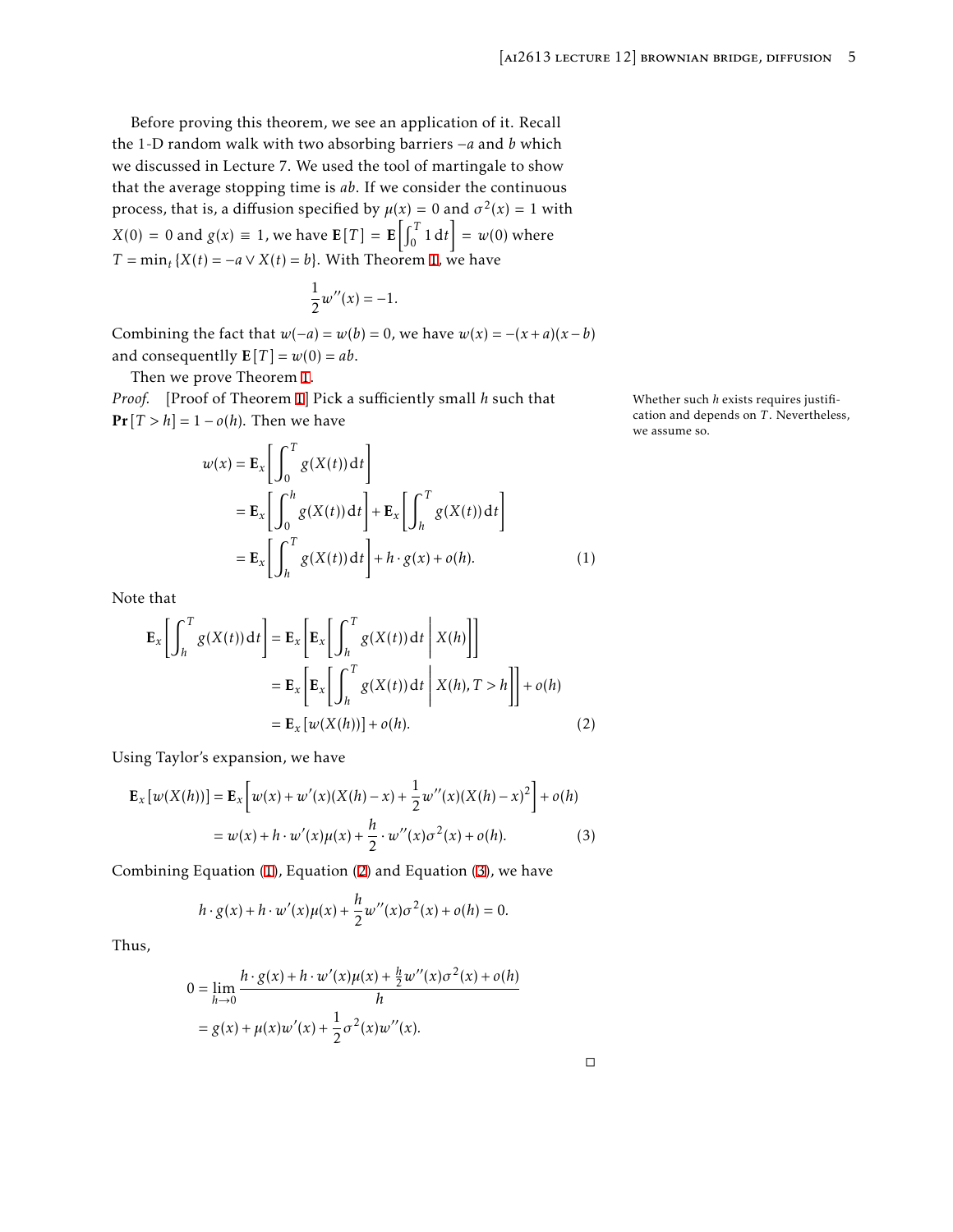Before proving this theorem, we see an application of it. Recall the 1-D random walk with two absorbing barriers $-a$ and $b$ which we discussed in Lecture 7. We used the tool of martingale to show that the average stopping time is $ab$. If we consider the continuous process, that is, a diffusion specified by $\mu(x) = 0$ and $\sigma^2(x) = 1$ with $X(0) = 0$ and $g(x) \equiv 1$, we have $\mathbf{E}[T] = \mathbf{E}\left[\int_0^T 1 \, \mathrm{d}t\right] = w(0)$ where $T = \min_t \{X(t) = -a \vee X(t) = b\}$. With Theorem 1, we have

$$\frac{1}{2} w''(x) = -1.$$

Combining the fact that $w(-a) = w(b) = 0$, we have $w(x) = -(x+a)(x-b)$ and consequentlly $\mathbf{E}[T] = w(0) = ab$.

Then we prove Theorem 1.

*Proof.* [Proof of Theorem 1] Pick a sufficiently small $h$ such that $\mathbf{Pr}[T > h] = 1 - o(h)$. Then we have

Whether such $h$ exists requires justification and depends on $T$. Nevertheless, we assume so.

$$\begin{aligned}
w(x) &= \mathbf{E}_x\left[\int_0^T g(X(t)) \, \mathrm{d}t\right] \\
&= \mathbf{E}_x\left[\int_0^h g(X(t)) \, \mathrm{d}t\right] + \mathbf{E}_x\left[\int_h^T g(X(t)) \, \mathrm{d}t\right] \\
&= \mathbf{E}_x\left[\int_h^T g(X(t)) \, \mathrm{d}t\right] + h \cdot g(x) + o(h). \qquad (1)
\end{aligned}$$

Note that

$$\begin{aligned}
\mathbf{E}_x\left[\int_h^T g(X(t)) \, \mathrm{d}t\right] &= \mathbf{E}_x\left[\mathbf{E}_x\left[\int_h^T g(X(t)) \, \mathrm{d}t \,\middle|\, X(h)\right]\right] \\
&= \mathbf{E}_x\left[\mathbf{E}_x\left[\int_h^T g(X(t)) \, \mathrm{d}t \,\middle|\, X(h), T > h\right]\right] + o(h) \\
&= \mathbf{E}_x[w(X(h))] + o(h). \qquad (2)
\end{aligned}$$

Using Taylor's expansion, we have

$$\begin{aligned}
\mathbf{E}_x[w(X(h))] &= \mathbf{E}_x\left[w(x) + w'(x)(X(h) - x) + \frac{1}{2} w''(x)(X(h) - x)^2\right] + o(h) \\
&= w(x) + h \cdot w'(x)\mu(x) + \frac{h}{2} \cdot w''(x)\sigma^2(x) + o(h). \qquad (3)
\end{aligned}$$

Combining Equation (1), Equation (2) and Equation (3), we have

$$h \cdot g(x) + h \cdot w'(x)\mu(x) + \frac{h}{2} w''(x)\sigma^2(x) + o(h) = 0.$$

Thus,

$$\begin{aligned}
0 &= \lim_{h \to 0} \frac{h \cdot g(x) + h \cdot w'(x)\mu(x) + \frac{h}{2} w''(x)\sigma^2(x) + o(h)}{h} \\
&= g(x) + \mu(x) w'(x) + \frac{1}{2}\sigma^2(x) w''(x).
\end{aligned}$$

□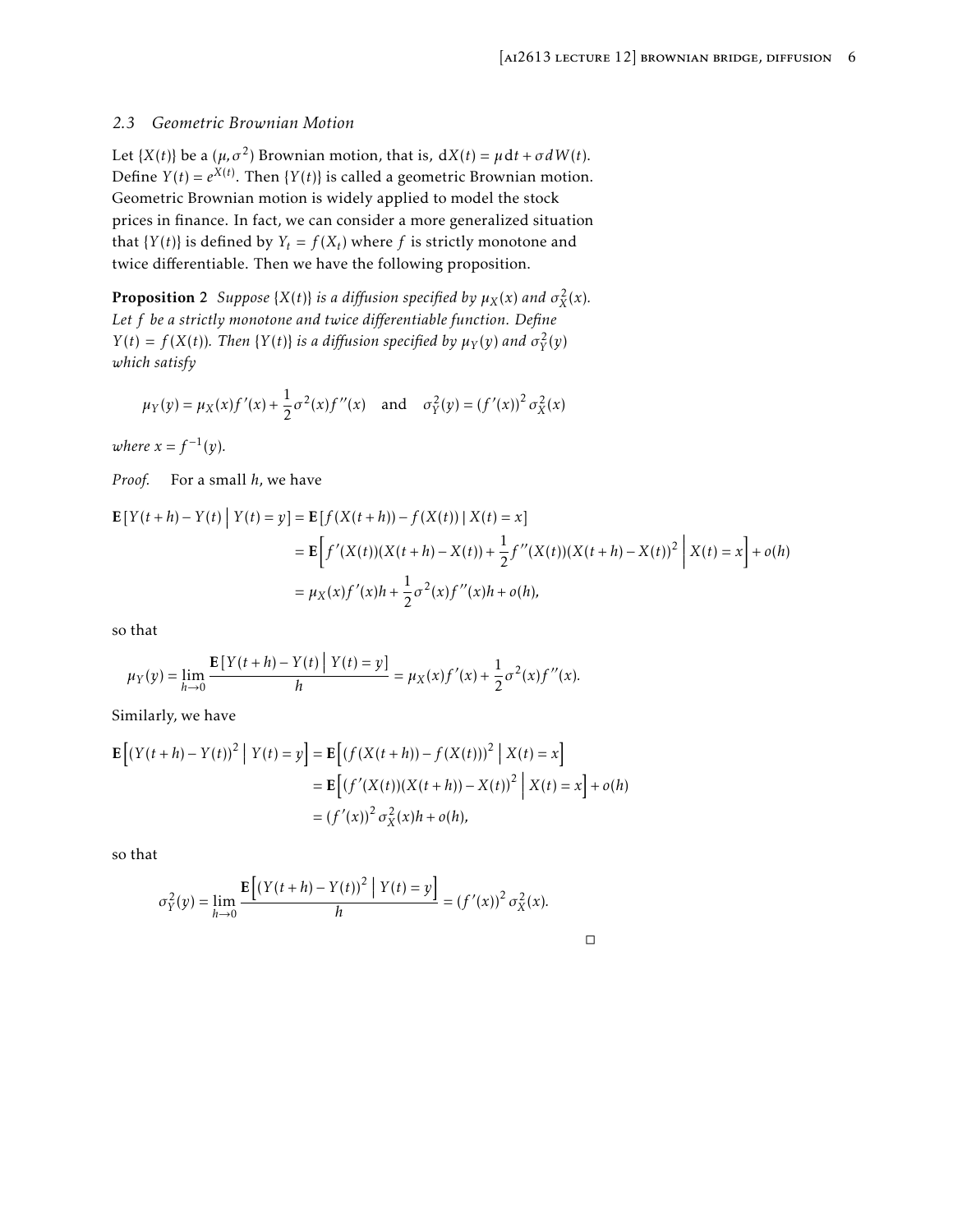### 2.3 Geometric Brownian Motion

Let $\{X(t)\}$ be a $(\mu, \sigma^2)$ Brownian motion, that is, $\mathrm{d}X(t) = \mu\,\mathrm{d}t + \sigma\,dW(t)$. Define $Y(t) = e^{X(t)}$. Then $\{Y(t)\}$ is called a geometric Brownian motion. Geometric Brownian motion is widely applied to model the stock prices in finance. In fact, we can consider a more generalized situation that $\{Y(t)\}$ is defined by $Y_t = f(X_t)$ where $f$ is strictly monotone and twice differentiable. Then we have the following proposition.

**Proposition 2** *Suppose $\{X(t)\}$ is a diffusion specified by $\mu_X(x)$ and $\sigma_X^2(x)$. Let $f$ be a strictly monotone and twice differentiable function. Define $Y(t) = f(X(t))$. Then $\{Y(t)\}$ is a diffusion specified by $\mu_Y(y)$ and $\sigma_Y^2(y)$ which satisfy*

$$\mu_Y(y) = \mu_X(x) f'(x) + \frac{1}{2}\sigma^2(x) f''(x) \quad \text{and} \quad \sigma_Y^2(y) = \left(f'(x)\right)^2 \sigma_X^2(x)$$

*where $x = f^{-1}(y)$.*

*Proof.* For a small $h$, we have

$$\begin{aligned}
\mathbf{E}\left[Y(t+h) - Y(t) \,\middle|\, Y(t) = y\right] &= \mathbf{E}\left[f(X(t+h)) - f(X(t)) \mid X(t) = x\right] \\
&= \mathbf{E}\left[f'(X(t))(X(t+h) - X(t)) + \frac{1}{2} f''(X(t))(X(t+h) - X(t))^2 \,\middle|\, X(t) = x\right] + o(h) \\
&= \mu_X(x) f'(x) h + \frac{1}{2}\sigma^2(x) f''(x) h + o(h),
\end{aligned}$$

so that

$$\mu_Y(y) = \lim_{h \to 0} \frac{\mathbf{E}\left[Y(t+h) - Y(t) \,\middle|\, Y(t) = y\right]}{h} = \mu_X(x) f'(x) + \frac{1}{2}\sigma^2(x) f''(x).$$

Similarly, we have

$$\begin{aligned}
\mathbf{E}\left[(Y(t+h) - Y(t))^2 \,\middle|\, Y(t) = y\right] &= \mathbf{E}\left[(f(X(t+h)) - f(X(t)))^2 \,\middle|\, X(t) = x\right] \\
&= \mathbf{E}\left[(f'(X(t))(X(t+h)) - X(t))^2 \,\middle|\, X(t) = x\right] + o(h) \\
&= \left(f'(x)\right)^2 \sigma_X^2(x) h + o(h),
\end{aligned}$$

so that

$$\sigma_Y^2(y) = \lim_{h \to 0} \frac{\mathbf{E}\left[(Y(t+h) - Y(t))^2 \,\middle|\, Y(t) = y\right]}{h} = \left(f'(x)\right)^2 \sigma_X^2(x).$$

□